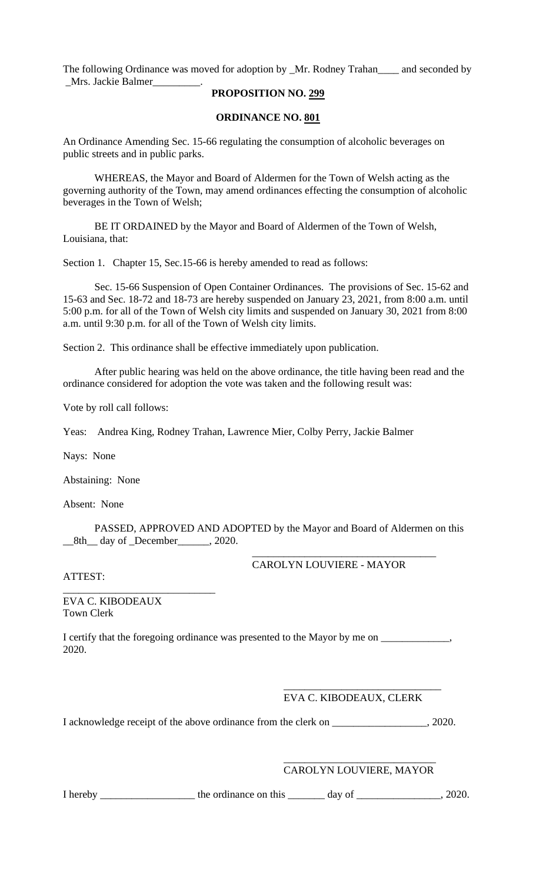The following Ordinance was moved for adoption by _Mr. Rodney Trahan____ and seconded by _Mrs. Jackie Balmer_________.

**PROPOSITION NO. 299**

**ORDINANCE NO. 801**

An Ordinance Amending Sec. 15-66 regulating the consumption of alcoholic beverages on public streets and in public parks.

WHEREAS, the Mayor and Board of Aldermen for the Town of Welsh acting as the governing authority of the Town, may amend ordinances effecting the consumption of alcoholic beverages in the Town of Welsh;

BE IT ORDAINED by the Mayor and Board of Aldermen of the Town of Welsh, Louisiana, that:

Section 1. Chapter 15, Sec.15-66 is hereby amended to read as follows:

Sec. 15-66 Suspension of Open Container Ordinances. The provisions of Sec. 15-62 and 15-63 and Sec. 18-72 and 18-73 are hereby suspended on January 23, 2021, from 8:00 a.m. until 5:00 p.m. for all of the Town of Welsh city limits and suspended on January 30, 2021 from 8:00 a.m. until 9:30 p.m. for all of the Town of Welsh city limits.

Section 2. This ordinance shall be effective immediately upon publication.

After public hearing was held on the above ordinance, the title having been read and the ordinance considered for adoption the vote was taken and the following result was:

Vote by roll call follows:

Yeas: Andrea King, Rodney Trahan, Lawrence Mier, Colby Perry, Jackie Balmer

Nays: None

Abstaining: None

Absent: None

PASSED, APPROVED AND ADOPTED by the Mayor and Board of Aldermen on this __8th__ day of _December______, 2020.

___________________________________
CAROLYN LOUVIERE - MAYOR

ATTEST:

_____________________________
EVA C. KIBODEAUX
Town Clerk

I certify that the foregoing ordinance was presented to the Mayor by me on _____________, 2020.

______________________________
EVA C. KIBODEAUX, CLERK

I acknowledge receipt of the above ordinance from the clerk on __________________, 2020.

_____________________________
CAROLYN LOUVIERE, MAYOR

I hereby __________________ the ordinance on this _______ day of ________________, 2020.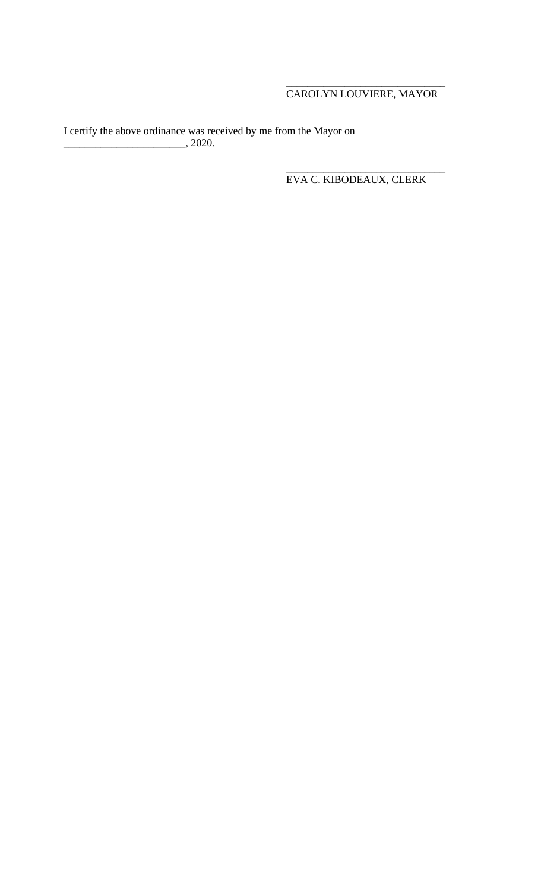______________________________
CAROLYN LOUVIERE, MAYOR

I certify the above ordinance was received by me from the Mayor on _______________________, 2020.

______________________________
EVA C. KIBODEAUX, CLERK